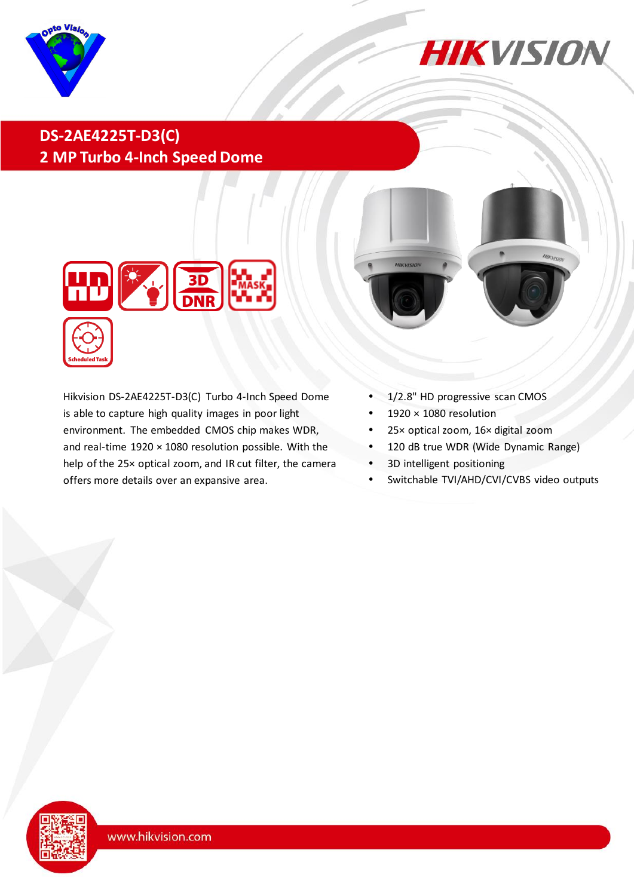# DS-2AE4225T-D3(C)

## 2 MP Turbo 4-Inch Speed Dome

Hikvision DS-2AE4225T-D3(C) Turbo 4-Inch Speed Dome is able to capture high quality images in poor light environment. The embedded CMOS chip makes WDR, and real-time 1920 × 1080 resolution possible. With the help of the 25× optical zoom, and IR cut filter, the camera offers more details over an expansive area.

- 1/2.8" HD progressive scan CMOS
- 1920 × 1080 resolution
- 25× optical zoom, 16× digital zoom
- 120 dB true WDR (Wide Dynamic Range)
- 3D intelligent positioning
- Switchable TVI/AHD/CVI/CVBS video outputs

www.hikvision.com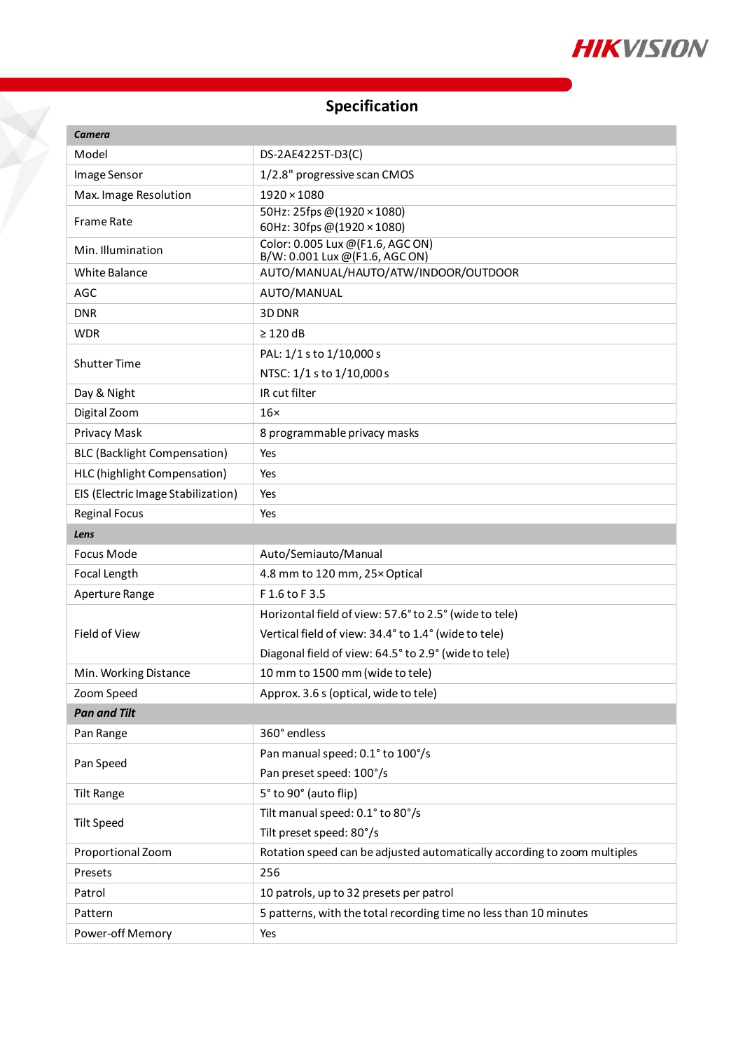# Specification

| | |
|---|---|
| ***Camera*** | |
| Model | DS-2AE4225T-D3(C) |
| Image Sensor | 1/2.8" progressive scan CMOS |
| Max. Image Resolution | 1920 × 1080 |
| Frame Rate | 50Hz: 25fps @(1920 × 1080)<br>60Hz: 30fps @(1920 × 1080) |
| Min. Illumination | Color: 0.005 Lux @(F1.6, AGC ON)<br>B/W: 0.001 Lux @(F1.6, AGC ON) |
| White Balance | AUTO/MANUAL/HAUTO/ATW/INDOOR/OUTDOOR |
| AGC | AUTO/MANUAL |
| DNR | 3D DNR |
| WDR | ≥ 120 dB |
| Shutter Time | PAL: 1/1 s to 1/10,000 s<br>NTSC: 1/1 s to 1/10,000 s |
| Day & Night | IR cut filter |
| Digital Zoom | 16× |
| Privacy Mask | 8 programmable privacy masks |
| BLC (Backlight Compensation) | Yes |
| HLC (highlight Compensation) | Yes |
| EIS (Electric Image Stabilization) | Yes |
| Reginal Focus | Yes |
| ***Lens*** | |
| Focus Mode | Auto/Semiauto/Manual |
| Focal Length | 4.8 mm to 120 mm, 25× Optical |
| Aperture Range | F 1.6 to F 3.5 |
| Field of View | Horizontal field of view: 57.6° to 2.5° (wide to tele)<br>Vertical field of view: 34.4° to 1.4° (wide to tele)<br>Diagonal field of view: 64.5° to 2.9° (wide to tele) |
| Min. Working Distance | 10 mm to 1500 mm (wide to tele) |
| Zoom Speed | Approx. 3.6 s (optical, wide to tele) |
| ***Pan and Tilt*** | |
| Pan Range | 360° endless |
| Pan Speed | Pan manual speed: 0.1° to 100°/s<br>Pan preset speed: 100°/s |
| Tilt Range | 5° to 90° (auto flip) |
| Tilt Speed | Tilt manual speed: 0.1° to 80°/s<br>Tilt preset speed: 80°/s |
| Proportional Zoom | Rotation speed can be adjusted automatically according to zoom multiples |
| Presets | 256 |
| Patrol | 10 patrols, up to 32 presets per patrol |
| Pattern | 5 patterns, with the total recording time no less than 10 minutes |
| Power-off Memory | Yes |